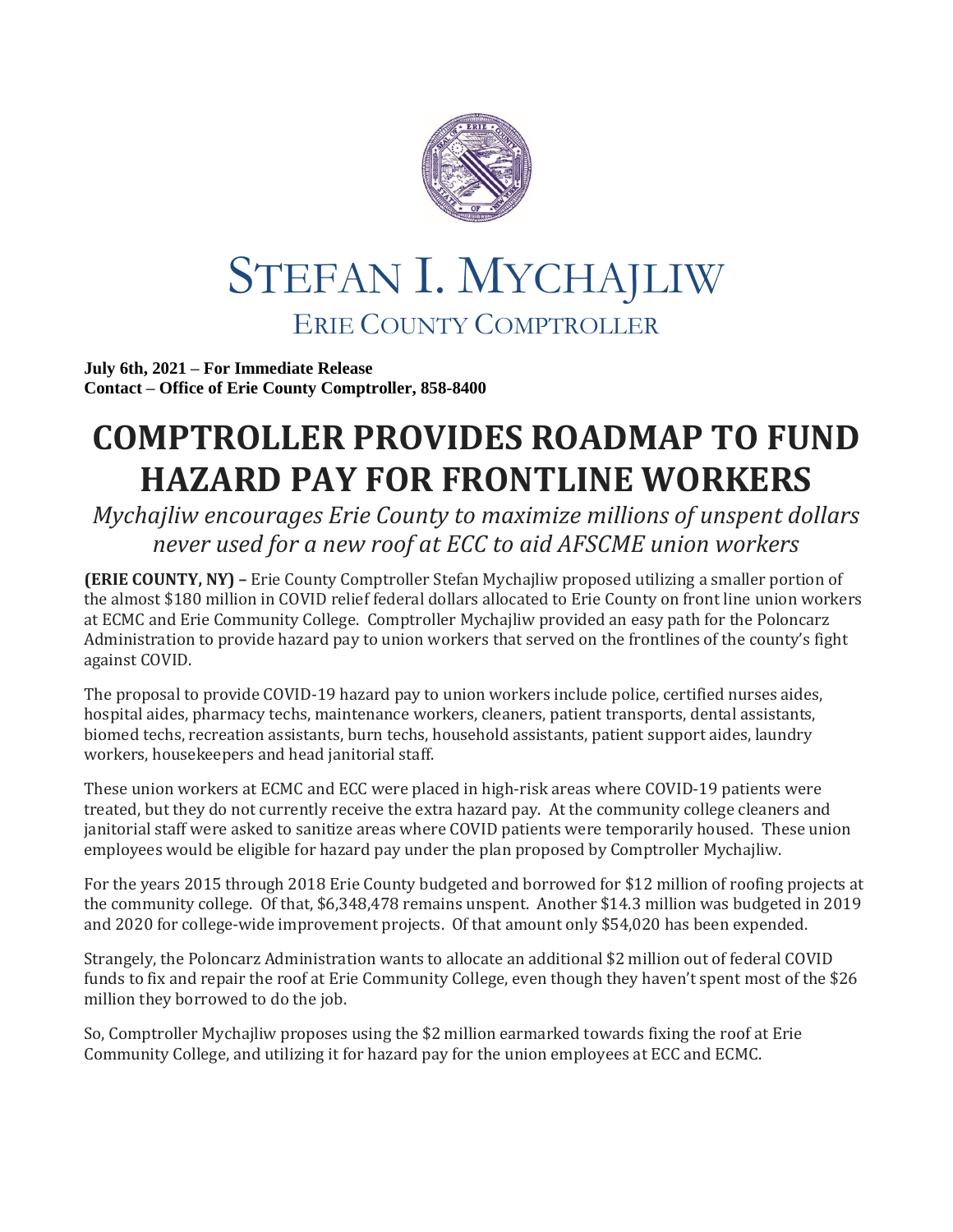# STEFAN I. MYCHAJLIW

## ERIE COUNTY COMPTROLLER

**July 6th, 2021 – For Immediate Release**
**Contact – Office of Erie County Comptroller, 858-8400**

# COMPTROLLER PROVIDES ROADMAP TO FUND HAZARD PAY FOR FRONTLINE WORKERS

*Mychajliw encourages Erie County to maximize millions of unspent dollars never used for a new roof at ECC to aid AFSCME union workers*

**(ERIE COUNTY, NY) –** Erie County Comptroller Stefan Mychajliw proposed utilizing a smaller portion of the almost $180 million in COVID relief federal dollars allocated to Erie County on front line union workers at ECMC and Erie Community College. Comptroller Mychajliw provided an easy path for the Poloncarz Administration to provide hazard pay to union workers that served on the frontlines of the county's fight against COVID.

The proposal to provide COVID-19 hazard pay to union workers include police, certified nurses aides, hospital aides, pharmacy techs, maintenance workers, cleaners, patient transports, dental assistants, biomed techs, recreation assistants, burn techs, household assistants, patient support aides, laundry workers, housekeepers and head janitorial staff.

These union workers at ECMC and ECC were placed in high-risk areas where COVID-19 patients were treated, but they do not currently receive the extra hazard pay. At the community college cleaners and janitorial staff were asked to sanitize areas where COVID patients were temporarily housed. These union employees would be eligible for hazard pay under the plan proposed by Comptroller Mychajliw.

For the years 2015 through 2018 Erie County budgeted and borrowed for $12 million of roofing projects at the community college. Of that, $6,348,478 remains unspent. Another $14.3 million was budgeted in 2019 and 2020 for college-wide improvement projects. Of that amount only $54,020 has been expended.

Strangely, the Poloncarz Administration wants to allocate an additional $2 million out of federal COVID funds to fix and repair the roof at Erie Community College, even though they haven't spent most of the $26 million they borrowed to do the job.

So, Comptroller Mychajliw proposes using the $2 million earmarked towards fixing the roof at Erie Community College, and utilizing it for hazard pay for the union employees at ECC and ECMC.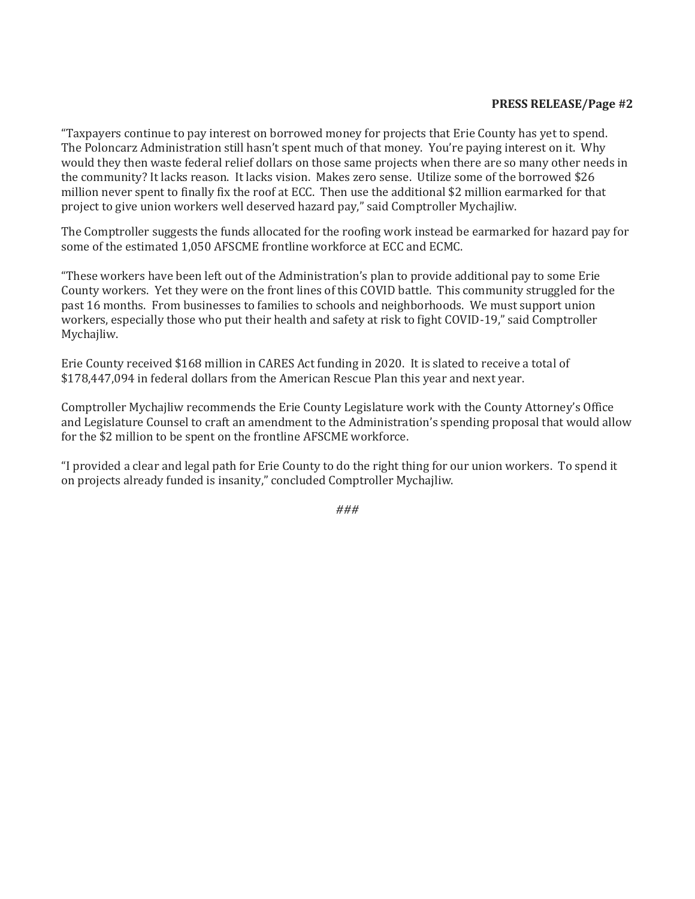"Taxpayers continue to pay interest on borrowed money for projects that Erie County has yet to spend. The Poloncarz Administration still hasn't spent much of that money. You're paying interest on it. Why would they then waste federal relief dollars on those same projects when there are so many other needs in the community? It lacks reason. It lacks vision. Makes zero sense. Utilize some of the borrowed $26 million never spent to finally fix the roof at ECC. Then use the additional $2 million earmarked for that project to give union workers well deserved hazard pay," said Comptroller Mychajliw.

The Comptroller suggests the funds allocated for the roofing work instead be earmarked for hazard pay for some of the estimated 1,050 AFSCME frontline workforce at ECC and ECMC.

"These workers have been left out of the Administration's plan to provide additional pay to some Erie County workers. Yet they were on the front lines of this COVID battle. This community struggled for the past 16 months. From businesses to families to schools and neighborhoods. We must support union workers, especially those who put their health and safety at risk to fight COVID-19," said Comptroller Mychajliw.

Erie County received $168 million in CARES Act funding in 2020. It is slated to receive a total of $178,447,094 in federal dollars from the American Rescue Plan this year and next year.

Comptroller Mychajliw recommends the Erie County Legislature work with the County Attorney's Office and Legislature Counsel to craft an amendment to the Administration's spending proposal that would allow for the $2 million to be spent on the frontline AFSCME workforce.

"I provided a clear and legal path for Erie County to do the right thing for our union workers. To spend it on projects already funded is insanity," concluded Comptroller Mychajliw.

###